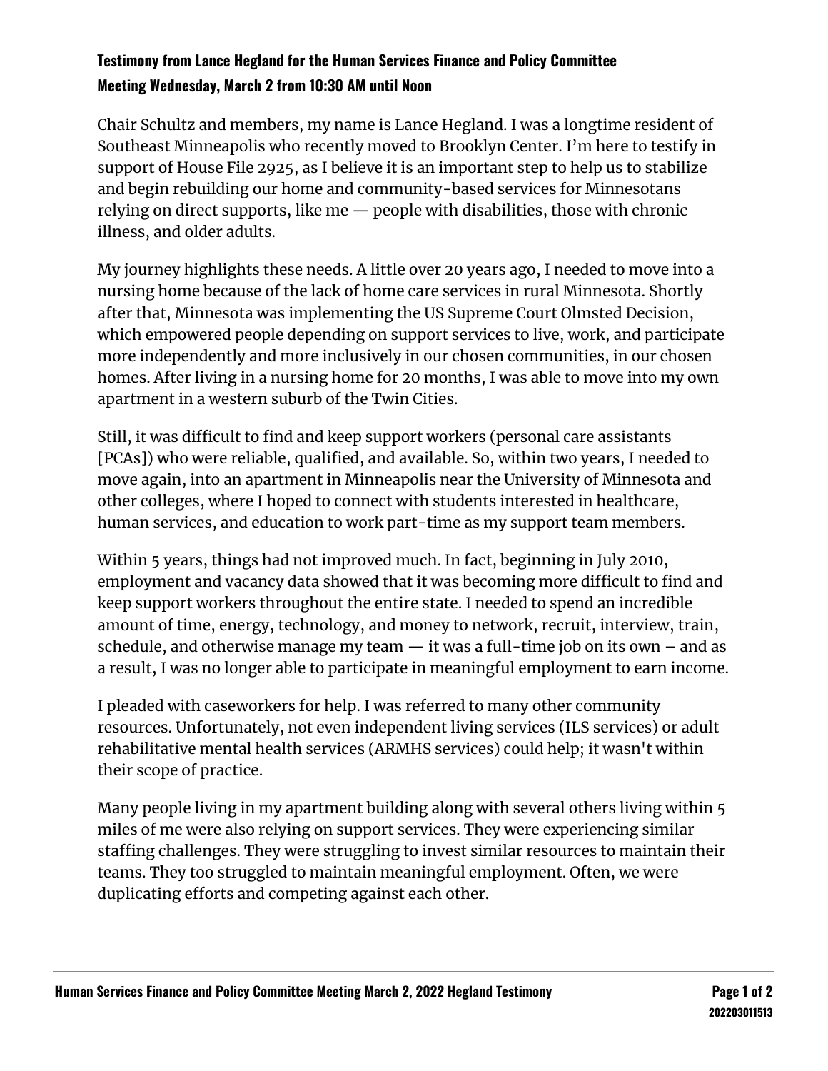**Testimony from Lance Hegland for the Human Services Finance and Policy Committee**
**Meeting Wednesday, March 2 from 10:30 AM until Noon**

Chair Schultz and members, my name is Lance Hegland. I was a longtime resident of Southeast Minneapolis who recently moved to Brooklyn Center. I'm here to testify in support of House File 2925, as I believe it is an important step to help us to stabilize and begin rebuilding our home and community-based services for Minnesotans relying on direct supports, like me — people with disabilities, those with chronic illness, and older adults.

My journey highlights these needs. A little over 20 years ago, I needed to move into a nursing home because of the lack of home care services in rural Minnesota. Shortly after that, Minnesota was implementing the US Supreme Court Olmsted Decision, which empowered people depending on support services to live, work, and participate more independently and more inclusively in our chosen communities, in our chosen homes. After living in a nursing home for 20 months, I was able to move into my own apartment in a western suburb of the Twin Cities.

Still, it was difficult to find and keep support workers (personal care assistants [PCAs]) who were reliable, qualified, and available. So, within two years, I needed to move again, into an apartment in Minneapolis near the University of Minnesota and other colleges, where I hoped to connect with students interested in healthcare, human services, and education to work part-time as my support team members.

Within 5 years, things had not improved much. In fact, beginning in July 2010, employment and vacancy data showed that it was becoming more difficult to find and keep support workers throughout the entire state. I needed to spend an incredible amount of time, energy, technology, and money to network, recruit, interview, train, schedule, and otherwise manage my team — it was a full-time job on its own – and as a result, I was no longer able to participate in meaningful employment to earn income.

I pleaded with caseworkers for help. I was referred to many other community resources. Unfortunately, not even independent living services (ILS services) or adult rehabilitative mental health services (ARMHS services) could help; it wasn't within their scope of practice.

Many people living in my apartment building along with several others living within 5 miles of me were also relying on support services. They were experiencing similar staffing challenges. They were struggling to invest similar resources to maintain their teams. They too struggled to maintain meaningful employment. Often, we were duplicating efforts and competing against each other.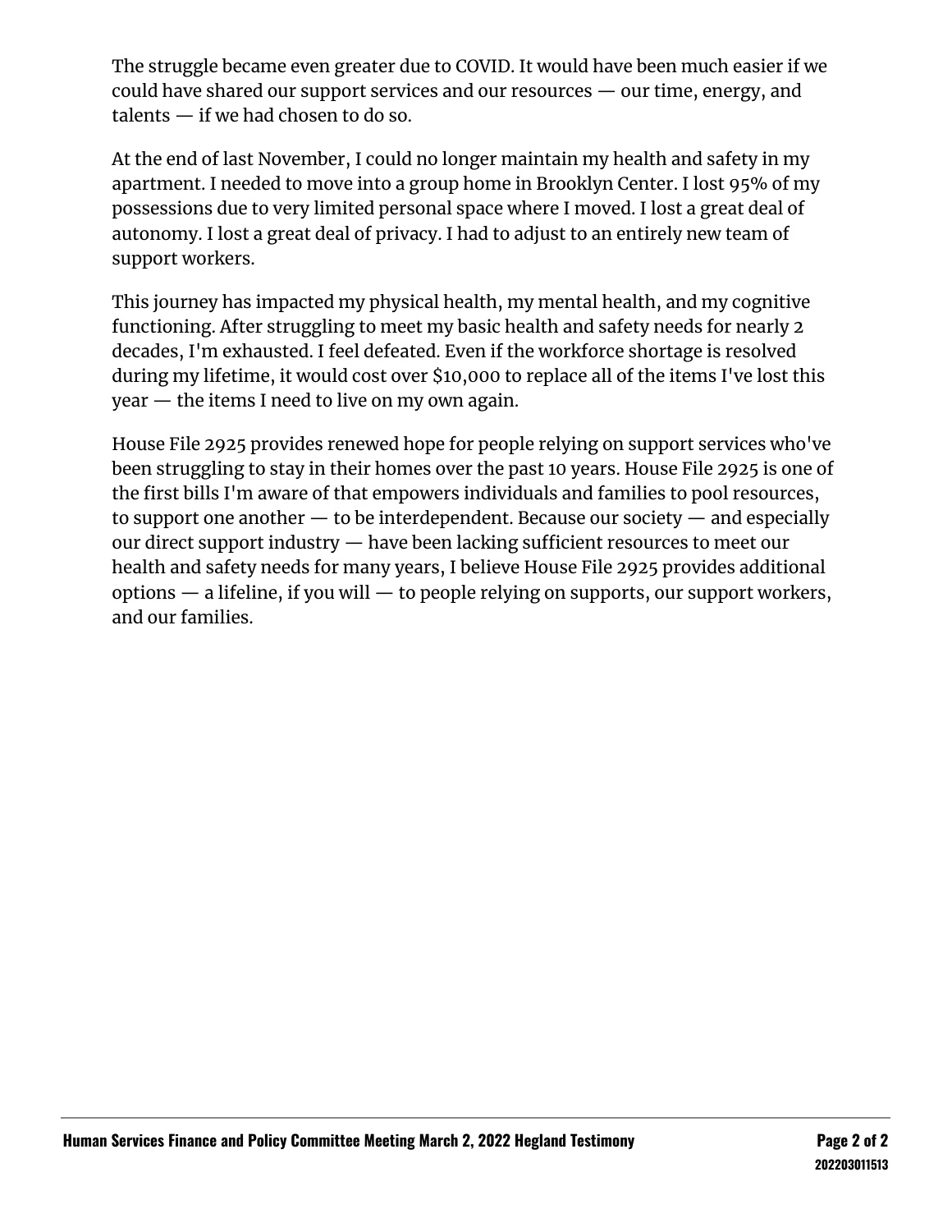The struggle became even greater due to COVID. It would have been much easier if we could have shared our support services and our resources — our time, energy, and talents — if we had chosen to do so.

At the end of last November, I could no longer maintain my health and safety in my apartment. I needed to move into a group home in Brooklyn Center. I lost 95% of my possessions due to very limited personal space where I moved. I lost a great deal of autonomy. I lost a great deal of privacy. I had to adjust to an entirely new team of support workers.

This journey has impacted my physical health, my mental health, and my cognitive functioning. After struggling to meet my basic health and safety needs for nearly 2 decades, I'm exhausted. I feel defeated. Even if the workforce shortage is resolved during my lifetime, it would cost over $10,000 to replace all of the items I've lost this year — the items I need to live on my own again.

House File 2925 provides renewed hope for people relying on support services who've been struggling to stay in their homes over the past 10 years. House File 2925 is one of the first bills I'm aware of that empowers individuals and families to pool resources, to support one another — to be interdependent. Because our society — and especially our direct support industry — have been lacking sufficient resources to meet our health and safety needs for many years, I believe House File 2925 provides additional options — a lifeline, if you will — to people relying on supports, our support workers, and our families.